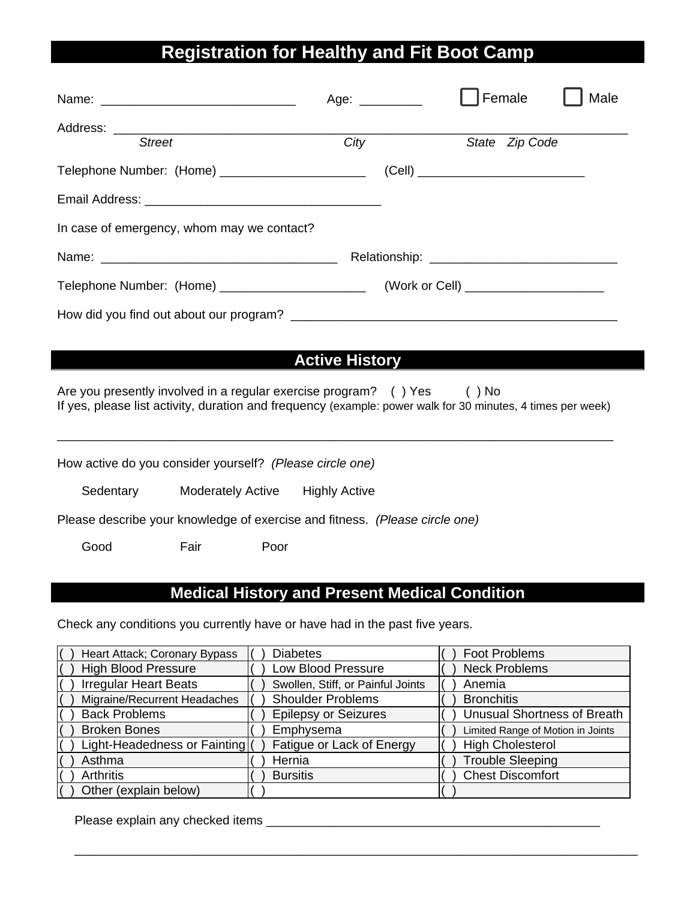# Registration for Healthy and Fit Boot Camp

Name: ___________________________ Age: _________ ☐ Female ☐ Male

Address: ______________________________________________________________________
*Street* *City* *State* *Zip Code*

Telephone Number: (Home) _____________________ (Cell) ________________________

Email Address: _________________________________

In case of emergency, whom may we contact?

Name: __________________________________ Relationship: __________________________

Telephone Number: (Home) _____________________ (Work or Cell) ____________________

How did you find out about our program? _______________________________________________

## Active History

Are you presently involved in a regular exercise program? ( ) Yes ( ) No
If yes, please list activity, duration and frequency (example: power walk for 30 minutes, 4 times per week)

_______________________________________________________________________________

How active do you consider yourself? *(Please circle one)*

Sedentary Moderately Active Highly Active

Please describe your knowledge of exercise and fitness. *(Please circle one)*

Good Fair Poor

## Medical History and Present Medical Condition

Check any conditions you currently have or have had in the past five years.

| | | |
|---|---|---|
| ( ) Heart Attack; Coronary Bypass | ( ) Diabetes | ( ) Foot Problems |
| ( ) High Blood Pressure | ( ) Low Blood Pressure | ( ) Neck Problems |
| ( ) Irregular Heart Beats | ( ) Swollen, Stiff, or Painful Joints | ( ) Anemia |
| ( ) Migraine/Recurrent Headaches | ( ) Shoulder Problems | ( ) Bronchitis |
| ( ) Back Problems | ( ) Epilepsy or Seizures | ( ) Unusual Shortness of Breath |
| ( ) Broken Bones | ( ) Emphysema | ( ) Limited Range of Motion in Joints |
| ( ) Light-Headedness or Fainting | ( ) Fatigue or Lack of Energy | ( ) High Cholesterol |
| ( ) Asthma | ( ) Hernia | ( ) Trouble Sleeping |
| ( ) Arthritis | ( ) Bursitis | ( ) Chest Discomfort |
| ( ) Other (explain below) | ( ) | ( ) |

Please explain any checked items ________________________________________________

_______________________________________________________________________________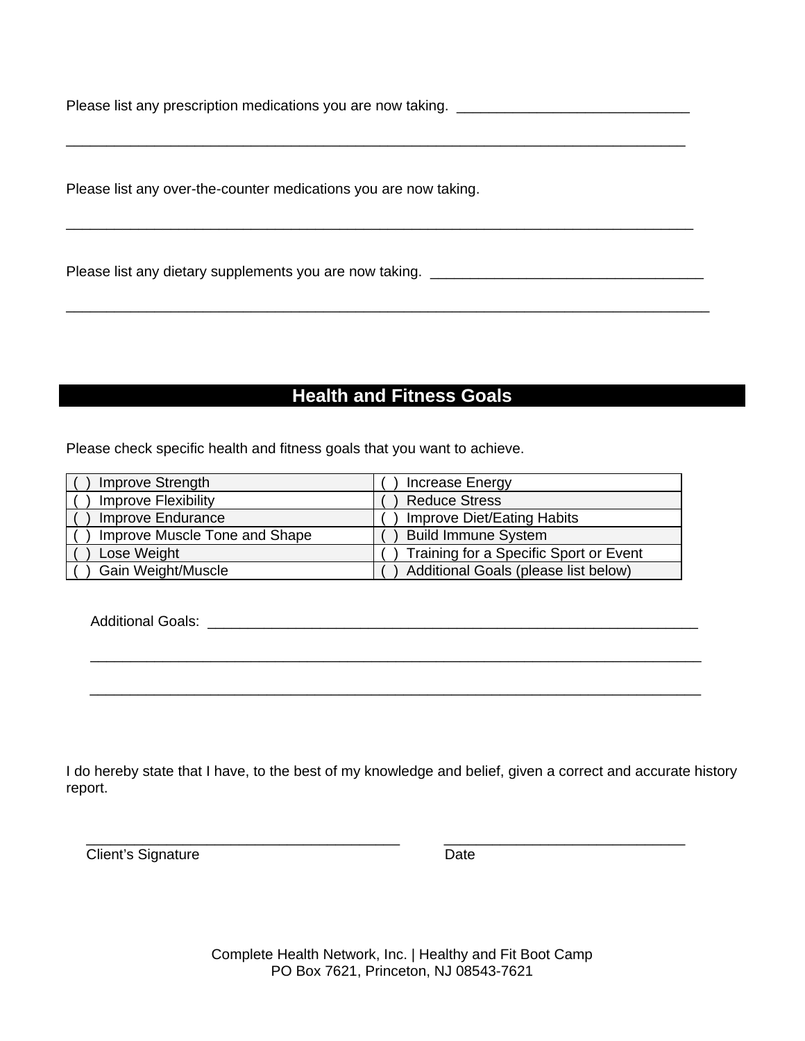Please list any prescription medications you are now taking. ______________________________

_________________________________________________________________________________

Please list any over-the-counter medications you are now taking.

_________________________________________________________________________________

Please list any dietary supplements you are now taking. ___________________________________

_________________________________________________________________________________

## Health and Fitness Goals

Please check specific health and fitness goals that you want to achieve.

| | |
|---|---|
| ( ) Improve Strength | ( ) Increase Energy |
| ( ) Improve Flexibility | ( ) Reduce Stress |
| ( ) Improve Endurance | ( ) Improve Diet/Eating Habits |
| ( ) Improve Muscle Tone and Shape | ( ) Build Immune System |
| ( ) Lose Weight | ( ) Training for a Specific Sport or Event |
| ( ) Gain Weight/Muscle | ( ) Additional Goals (please list below) |

Additional Goals: _________________________________________________________________

_________________________________________________________________________________

_________________________________________________________________________________

I do hereby state that I have, to the best of my knowledge and belief, given a correct and accurate history report.

_________________________________________ _______________________________

Client's Signature Date

Complete Health Network, Inc. | Healthy and Fit Boot Camp
PO Box 7621, Princeton, NJ 08543-7621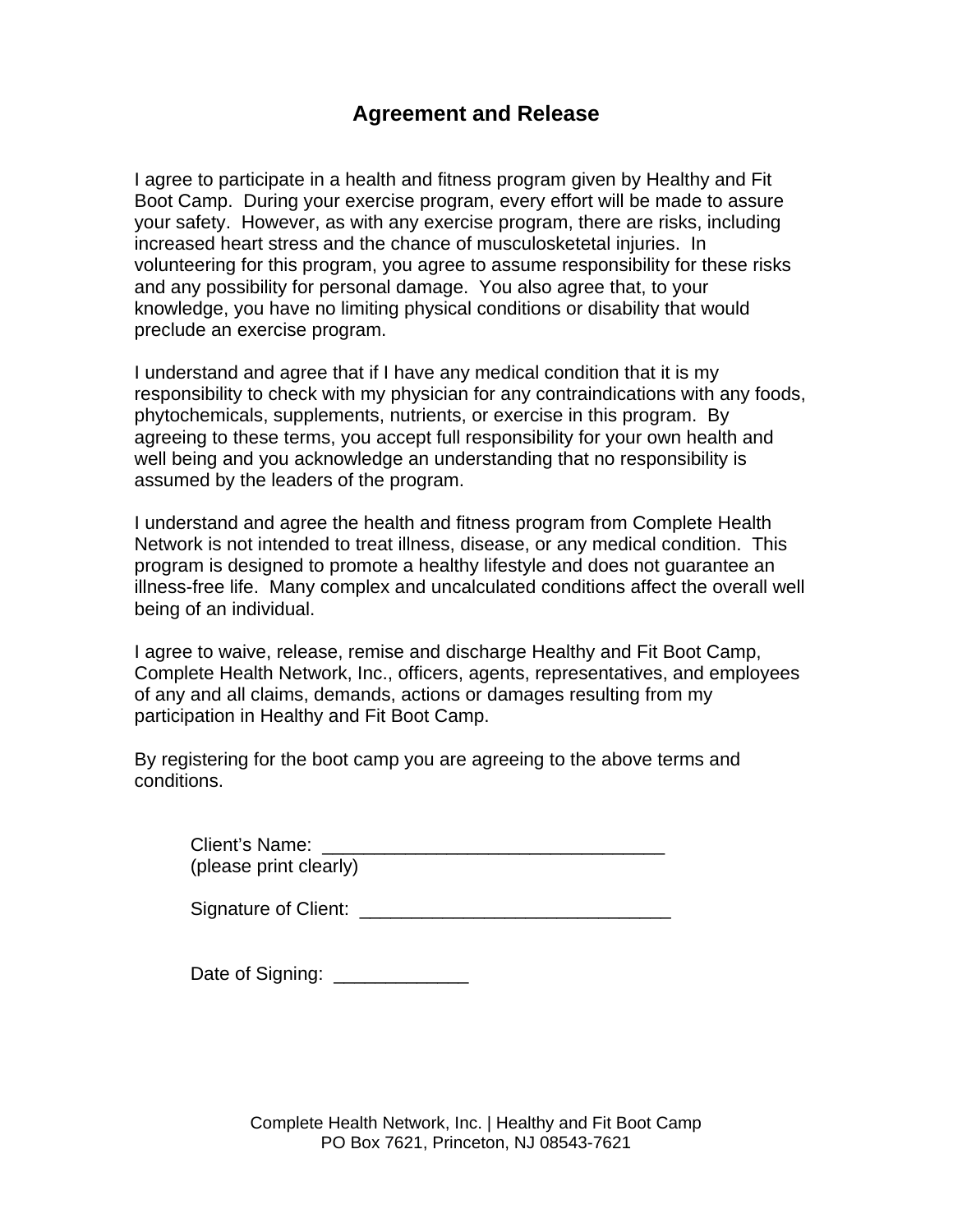# Agreement and Release

I agree to participate in a health and fitness program given by Healthy and Fit Boot Camp. During your exercise program, every effort will be made to assure your safety. However, as with any exercise program, there are risks, including increased heart stress and the chance of musculosketetal injuries. In volunteering for this program, you agree to assume responsibility for these risks and any possibility for personal damage. You also agree that, to your knowledge, you have no limiting physical conditions or disability that would preclude an exercise program.

I understand and agree that if I have any medical condition that it is my responsibility to check with my physician for any contraindications with any foods, phytochemicals, supplements, nutrients, or exercise in this program. By agreeing to these terms, you accept full responsibility for your own health and well being and you acknowledge an understanding that no responsibility is assumed by the leaders of the program.

I understand and agree the health and fitness program from Complete Health Network is not intended to treat illness, disease, or any medical condition. This program is designed to promote a healthy lifestyle and does not guarantee an illness-free life. Many complex and uncalculated conditions affect the overall well being of an individual.

I agree to waive, release, remise and discharge Healthy and Fit Boot Camp, Complete Health Network, Inc., officers, agents, representatives, and employees of any and all claims, demands, actions or damages resulting from my participation in Healthy and Fit Boot Camp.

By registering for the boot camp you are agreeing to the above terms and conditions.

Client's Name: _________________________________
(please print clearly)

Signature of Client: ______________________________

Date of Signing: _____________

Complete Health Network, Inc. | Healthy and Fit Boot Camp
PO Box 7621, Princeton, NJ 08543-7621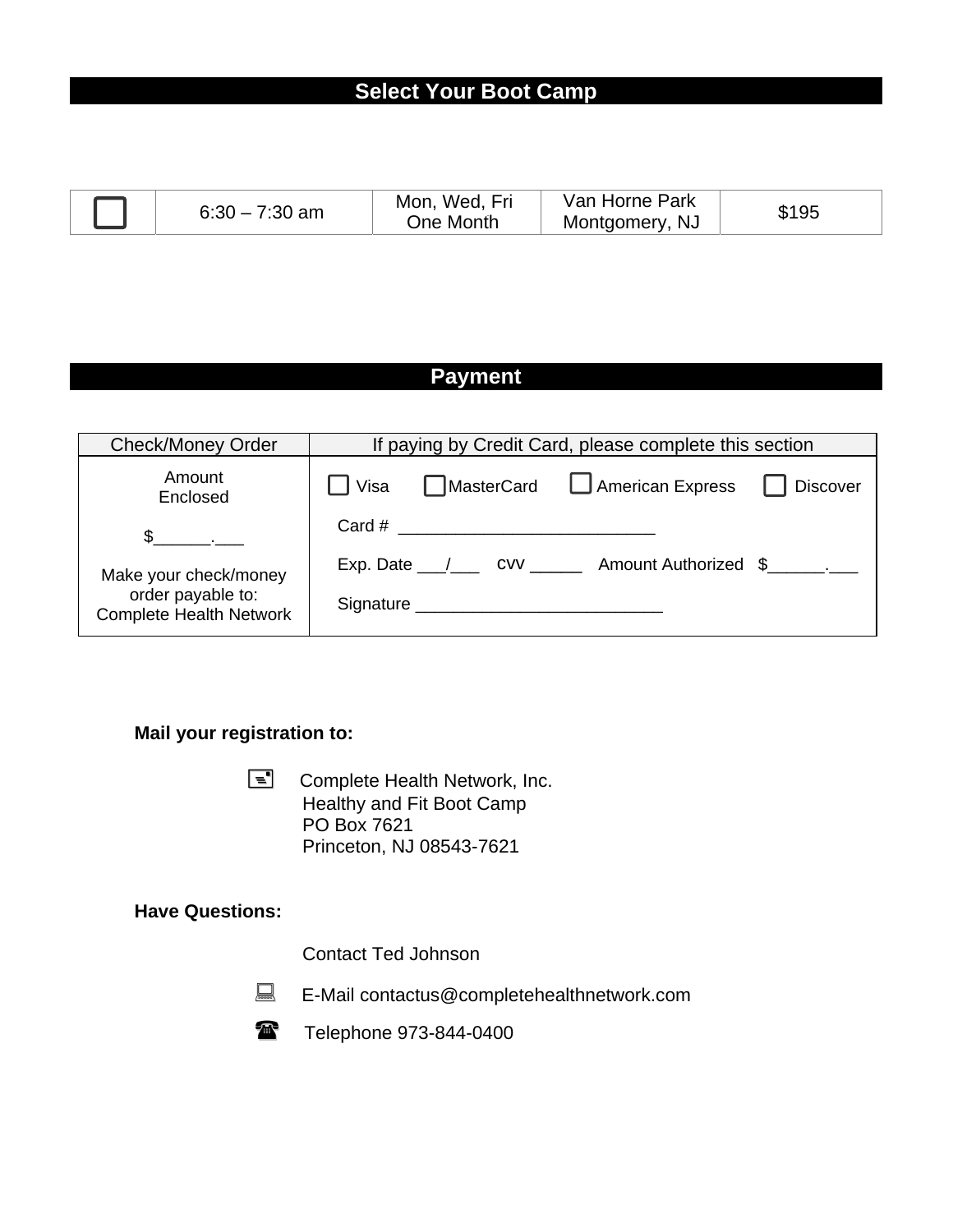## Select Your Boot Camp

| | | | | |
|---|---|---|---|---|
| ☐ | 6:30 – 7:30 am | Mon, Wed, Fri One Month | Van Horne Park Montgomery, NJ | $195 |

## Payment

| Check/Money Order | If paying by Credit Card, please complete this section |
|---|---|
| Amount Enclosed<br><br>$______.___<br><br>Make your check/money order payable to: Complete Health Network | ☐ Visa ☐ MasterCard ☐ American Express ☐ Discover<br><br>Card # __________________________<br><br>Exp. Date ___/___ CVV _____ Amount Authorized $______.___<br><br>Signature __________________________ |

**Mail your registration to:**

Complete Health Network, Inc.
Healthy and Fit Boot Camp
PO Box 7621
Princeton, NJ 08543-7621

**Have Questions:**

Contact Ted Johnson

E-Mail contactus@completehealthnetwork.com

Telephone 973-844-0400